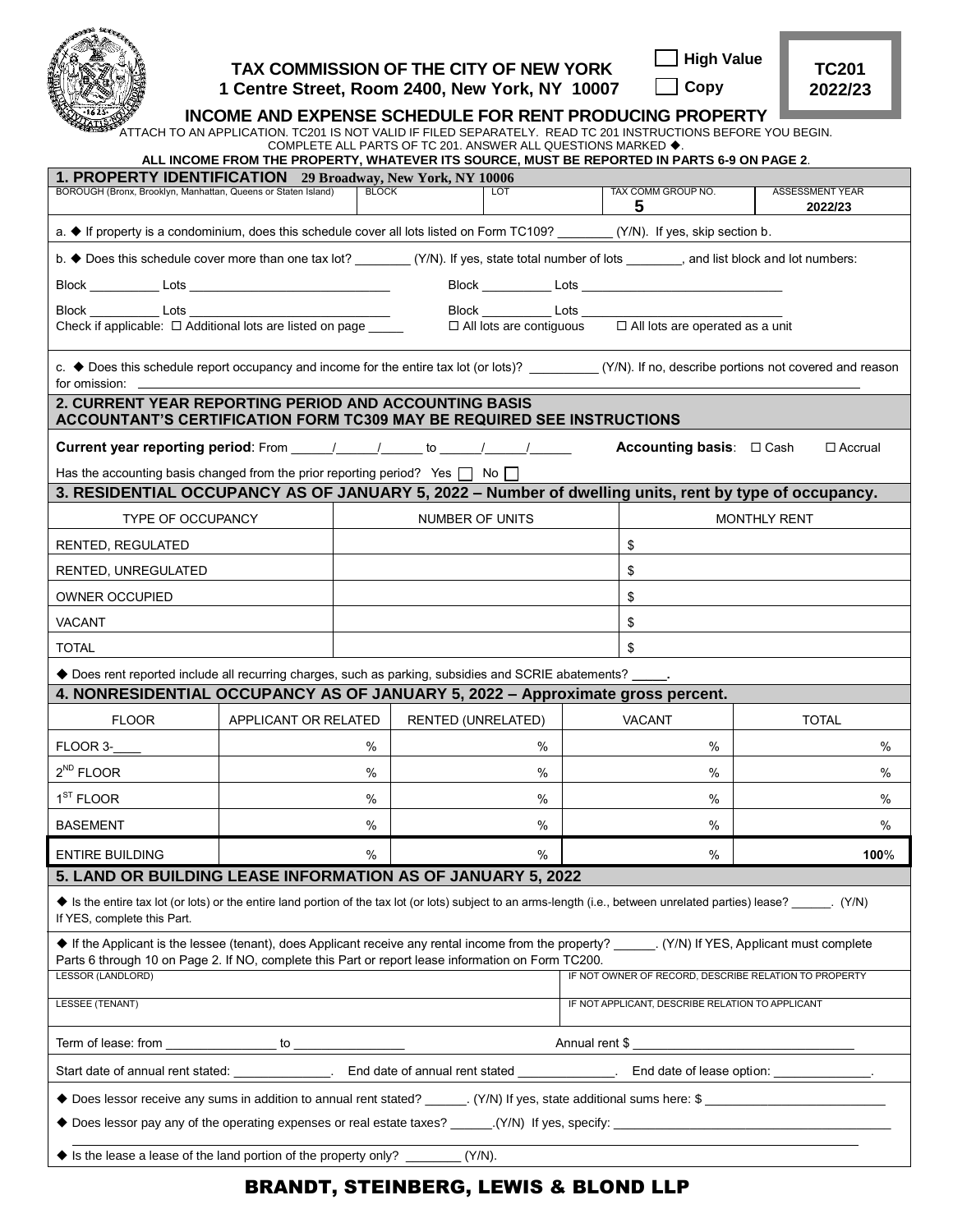# TAX COMMISSION OF THE CITY OF NEW YORK

**1 Centre Street, Room 2400, New York, NY 10007**

☐ High Value
☐ Copy

**TC201**
**2022/23**

## INCOME AND EXPENSE SCHEDULE FOR RENT PRODUCING PROPERTY

ATTACH TO AN APPLICATION. TC201 IS NOT VALID IF FILED SEPARATELY. READ TC 201 INSTRUCTIONS BEFORE YOU BEGIN.
COMPLETE ALL PARTS OF TC 201. ANSWER ALL QUESTIONS MARKED ◆.

**ALL INCOME FROM THE PROPERTY, WHATEVER ITS SOURCE, MUST BE REPORTED IN PARTS 6-9 ON PAGE 2.**

### 1. PROPERTY IDENTIFICATION 29 Broadway, New York, NY 10006

| BOROUGH (Bronx, Brooklyn, Manhattan, Queens or Staten Island) | BLOCK | LOT | TAX COMM GROUP NO. | ASSESSMENT YEAR |
|---|---|---|---|---|
| | | | 5 | 2022/23 |

a. ◆ If property is a condominium, does this schedule cover all lots listed on Form TC109? ________ (Y/N). If yes, skip section b.

b. ◆ Does this schedule cover more than one tax lot? ________ (Y/N). If yes, state total number of lots ________, and list block and lot numbers:

Block __________ Lots ____________________________ Block __________ Lots ____________________________

Block __________ Lots ____________________________ Block __________ Lots ____________________________

Check if applicable: ☐ Additional lots are listed on page _____ ☐ All lots are contiguous ☐ All lots are operated as a unit

c. ◆ Does this schedule report occupancy and income for the entire tax lot (or lots)? __________ (Y/N). If no, describe portions not covered and reason for omission: ____________________

### 2. CURRENT YEAR REPORTING PERIOD AND ACCOUNTING BASIS
### ACCOUNTANT'S CERTIFICATION FORM TC309 MAY BE REQUIRED SEE INSTRUCTIONS

**Current year reporting period**: From _____/_____/_____ to _____/_____/_____ **Accounting basis**: ☐ Cash ☐ Accrual

Has the accounting basis changed from the prior reporting period? Yes ☐ No ☐

### 3. RESIDENTIAL OCCUPANCY AS OF JANUARY 5, 2022 – Number of dwelling units, rent by type of occupancy.

| TYPE OF OCCUPANCY | NUMBER OF UNITS | MONTHLY RENT |
|---|---|---|
| RENTED, REGULATED | | $ |
| RENTED, UNREGULATED | | $ |
| OWNER OCCUPIED | | $ |
| VACANT | | $ |
| TOTAL | | $ |

◆ Does rent reported include all recurring charges, such as parking, subsidies and SCRIE abatements? _____.

### 4. NONRESIDENTIAL OCCUPANCY AS OF JANUARY 5, 2022 – Approximate gross percent.

| FLOOR | APPLICANT OR RELATED | RENTED (UNRELATED) | VACANT | TOTAL |
|---|---|---|---|---|
| FLOOR 3-____ | % | % | % | % |
| 2ND FLOOR | % | % | % | % |
| 1ST FLOOR | % | % | % | % |
| BASEMENT | % | % | % | % |
| ENTIRE BUILDING | % | % | % | 100% |

### 5. LAND OR BUILDING LEASE INFORMATION AS OF JANUARY 5, 2022

◆ Is the entire tax lot (or lots) or the entire land portion of the tax lot (or lots) subject to an arms-length (i.e., between unrelated parties) lease? ______. (Y/N) If YES, complete this Part.

◆ If the Applicant is the lessee (tenant), does Applicant receive any rental income from the property? ______. (Y/N) If YES, Applicant must complete Parts 6 through 10 on Page 2. If NO, complete this Part or report lease information on Form TC200.

| LESSOR (LANDLORD) | IF NOT OWNER OF RECORD, DESCRIBE RELATION TO PROPERTY |
|---|---|
| LESSEE (TENANT) | IF NOT APPLICANT, DESCRIBE RELATION TO APPLICANT |

Term of lease: from ________________ to ________________ Annual rent $ ________________________________

Start date of annual rent stated: ______________. End date of annual rent stated ______________. End date of lease option: ______________.

◆ Does lessor receive any sums in addition to annual rent stated? ______. (Y/N) If yes, state additional sums here: $ __________________________

◆ Does lessor pay any of the operating expenses or real estate taxes? ______.(Y/N) If yes, specify: ________________________________________

◆ Is the lease a lease of the land portion of the property only? ________ (Y/N).

**BRANDT, STEINBERG, LEWIS & BLOND LLP**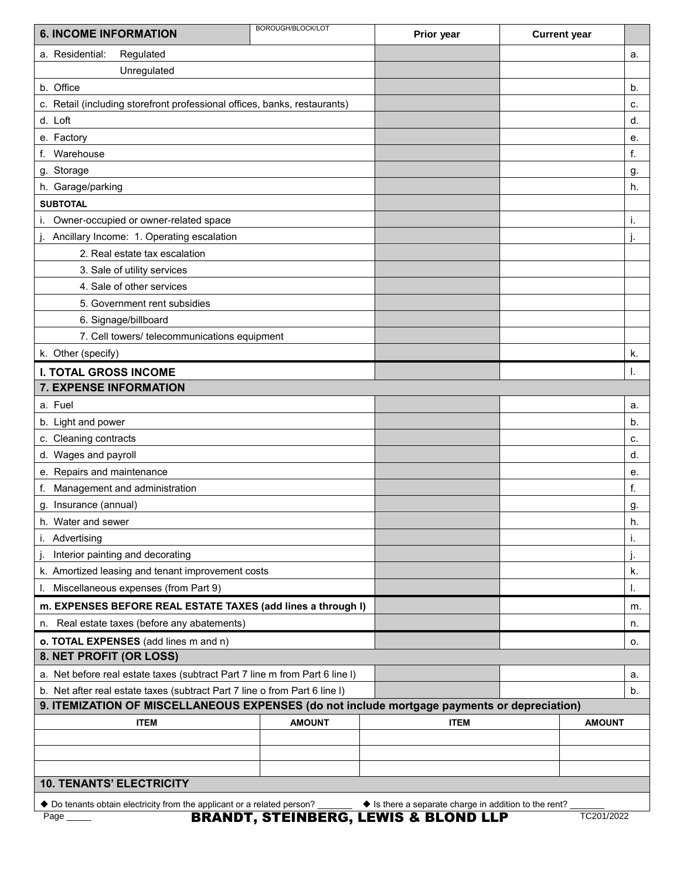| 6. INCOME INFORMATION | BOROUGH/BLOCK/LOT | Prior year | Current year | |
|---|---|---|---|---|
| a. Residential: Regulated | | | | a. |
| Unregulated | | | | |
| b. Office | | | | b. |
| c. Retail (including storefront professional offices, banks, restaurants) | | | | c. |
| d. Loft | | | | d. |
| e. Factory | | | | e. |
| f. Warehouse | | | | f. |
| g. Storage | | | | g. |
| h. Garage/parking | | | | h. |
| **SUBTOTAL** | | | | |
| i. Owner-occupied or owner-related space | | | | i. |
| j. Ancillary Income: 1. Operating escalation | | | | j. |
| 2. Real estate tax escalation | | | | |
| 3. Sale of utility services | | | | |
| 4. Sale of other services | | | | |
| 5. Government rent subsidies | | | | |
| 6. Signage/billboard | | | | |
| 7. Cell towers/ telecommunications equipment | | | | |
| k. Other (specify) | | | | k. |
| **l. TOTAL GROSS INCOME** | | | | l. |

| 7. EXPENSE INFORMATION | Prior year | Current year | |
|---|---|---|---|
| a. Fuel | | | a. |
| b. Light and power | | | b. |
| c. Cleaning contracts | | | c. |
| d. Wages and payroll | | | d. |
| e. Repairs and maintenance | | | e. |
| f. Management and administration | | | f. |
| g. Insurance (annual) | | | g. |
| h. Water and sewer | | | h. |
| i. Advertising | | | i. |
| j. Interior painting and decorating | | | j. |
| k. Amortized leasing and tenant improvement costs | | | k. |
| l. Miscellaneous expenses (from Part 9) | | | l. |
| **m. EXPENSES BEFORE REAL ESTATE TAXES (add lines a through l)** | | | m. |
| n. Real estate taxes (before any abatements) | | | n. |
| **o. TOTAL EXPENSES** (add lines m and n) | | | o. |

| 8. NET PROFIT (OR LOSS) | Prior year | Current year | |
|---|---|---|---|
| a. Net before real estate taxes (subtract Part 7 line m from Part 6 line l) | | | a. |
| b. Net after real estate taxes (subtract Part 7 line o from Part 6 line l) | | | b. |

**9. ITEMIZATION OF MISCELLANEOUS EXPENSES (do not include mortgage payments or depreciation)**

| ITEM | AMOUNT | ITEM | AMOUNT |
|---|---|---|---|
| | | | |
| | | | |
| | | | |

**10. TENANTS' ELECTRICITY**

◆ Do tenants obtain electricity from the applicant or a related person? _______ ◆ Is there a separate charge in addition to the rent? _______

Page _____

BRANDT, STEINBERG, LEWIS & BLOND LLP

TC201/2022